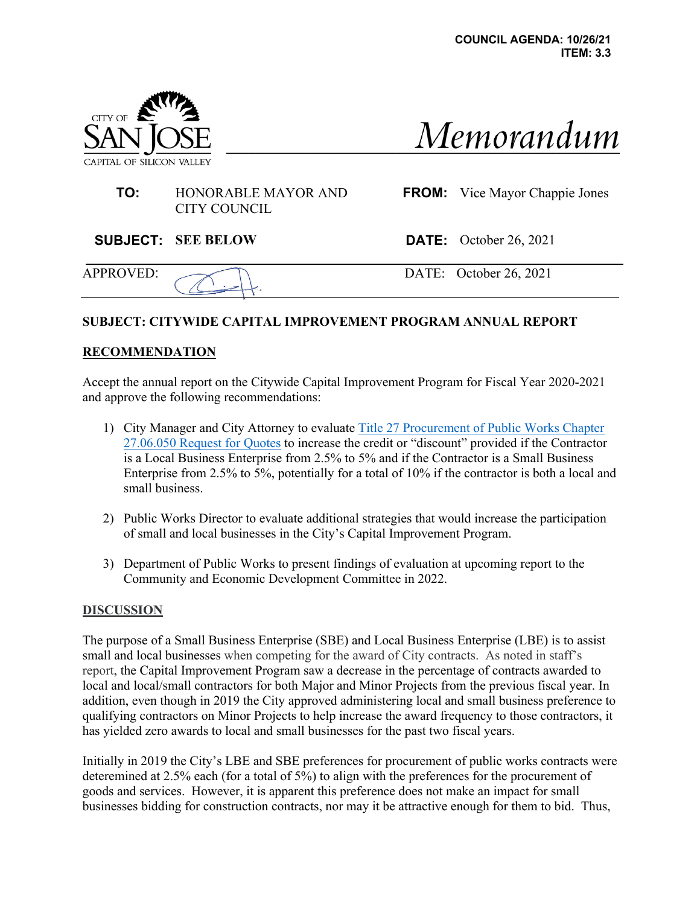**COUNCIL AGENDA: 10/26/21**
**ITEM: 3.3**

CITY OF SAN JOSE
CAPITAL OF SILICON VALLEY

# *Memorandum*

**TO:** HONORABLE MAYOR AND CITY COUNCIL

**FROM:** Vice Mayor Chappie Jones

**SUBJECT:** SEE BELOW

**DATE:** October 26, 2021

APPROVED:

DATE: October 26, 2021

**SUBJECT: CITYWIDE CAPITAL IMPROVEMENT PROGRAM ANNUAL REPORT**

## RECOMMENDATION

Accept the annual report on the Citywide Capital Improvement Program for Fiscal Year 2020-2021 and approve the following recommendations:

1) City Manager and City Attorney to evaluate Title 27 Procurement of Public Works Chapter 27.06.050 Request for Quotes to increase the credit or "discount" provided if the Contractor is a Local Business Enterprise from 2.5% to 5% and if the Contractor is a Small Business Enterprise from 2.5% to 5%, potentially for a total of 10% if the contractor is both a local and small business.

2) Public Works Director to evaluate additional strategies that would increase the participation of small and local businesses in the City's Capital Improvement Program.

3) Department of Public Works to present findings of evaluation at upcoming report to the Community and Economic Development Committee in 2022.

## DISCUSSION

The purpose of a Small Business Enterprise (SBE) and Local Business Enterprise (LBE) is to assist small and local businesses when competing for the award of City contracts. As noted in staff's report, the Capital Improvement Program saw a decrease in the percentage of contracts awarded to local and local/small contractors for both Major and Minor Projects from the previous fiscal year. In addition, even though in 2019 the City approved administering local and small business preference to qualifying contractors on Minor Projects to help increase the award frequency to those contractors, it has yielded zero awards to local and small businesses for the past two fiscal years.

Initially in 2019 the City's LBE and SBE preferences for procurement of public works contracts were deteremined at 2.5% each (for a total of 5%) to align with the preferences for the procurement of goods and services. However, it is apparent this preference does not make an impact for small businesses bidding for construction contracts, nor may it be attractive enough for them to bid. Thus,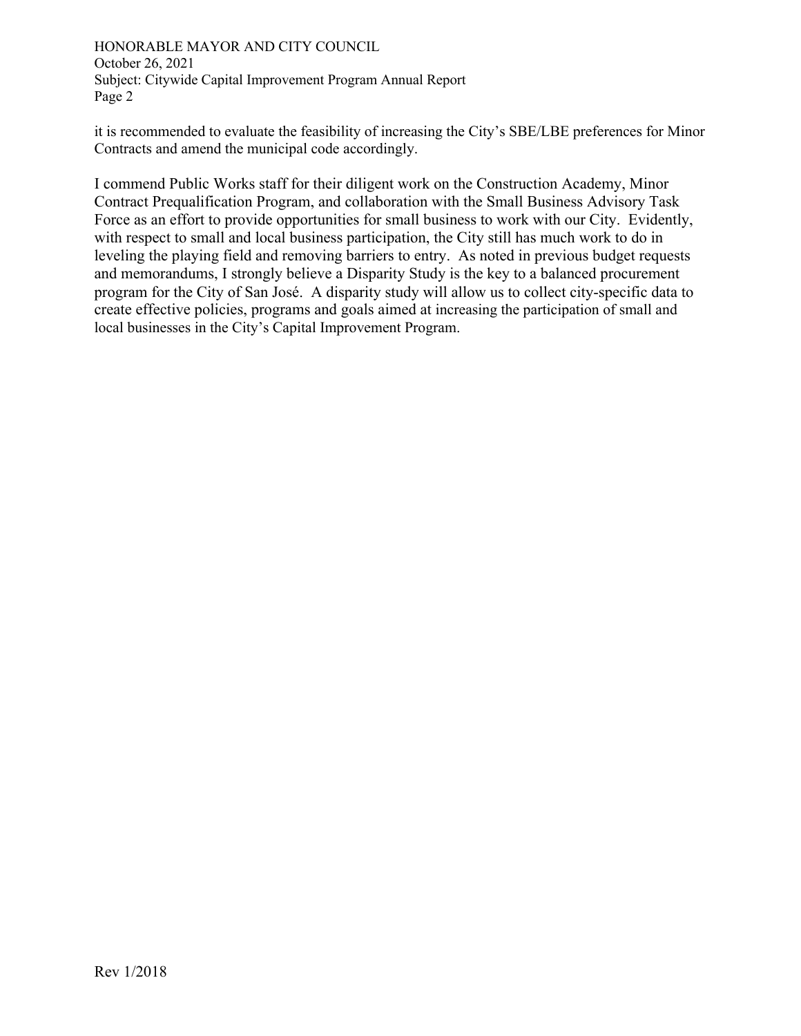it is recommended to evaluate the feasibility of increasing the City's SBE/LBE preferences for Minor Contracts and amend the municipal code accordingly.

I commend Public Works staff for their diligent work on the Construction Academy, Minor Contract Prequalification Program, and collaboration with the Small Business Advisory Task Force as an effort to provide opportunities for small business to work with our City. Evidently, with respect to small and local business participation, the City still has much work to do in leveling the playing field and removing barriers to entry. As noted in previous budget requests and memorandums, I strongly believe a Disparity Study is the key to a balanced procurement program for the City of San José. A disparity study will allow us to collect city-specific data to create effective policies, programs and goals aimed at increasing the participation of small and local businesses in the City's Capital Improvement Program.